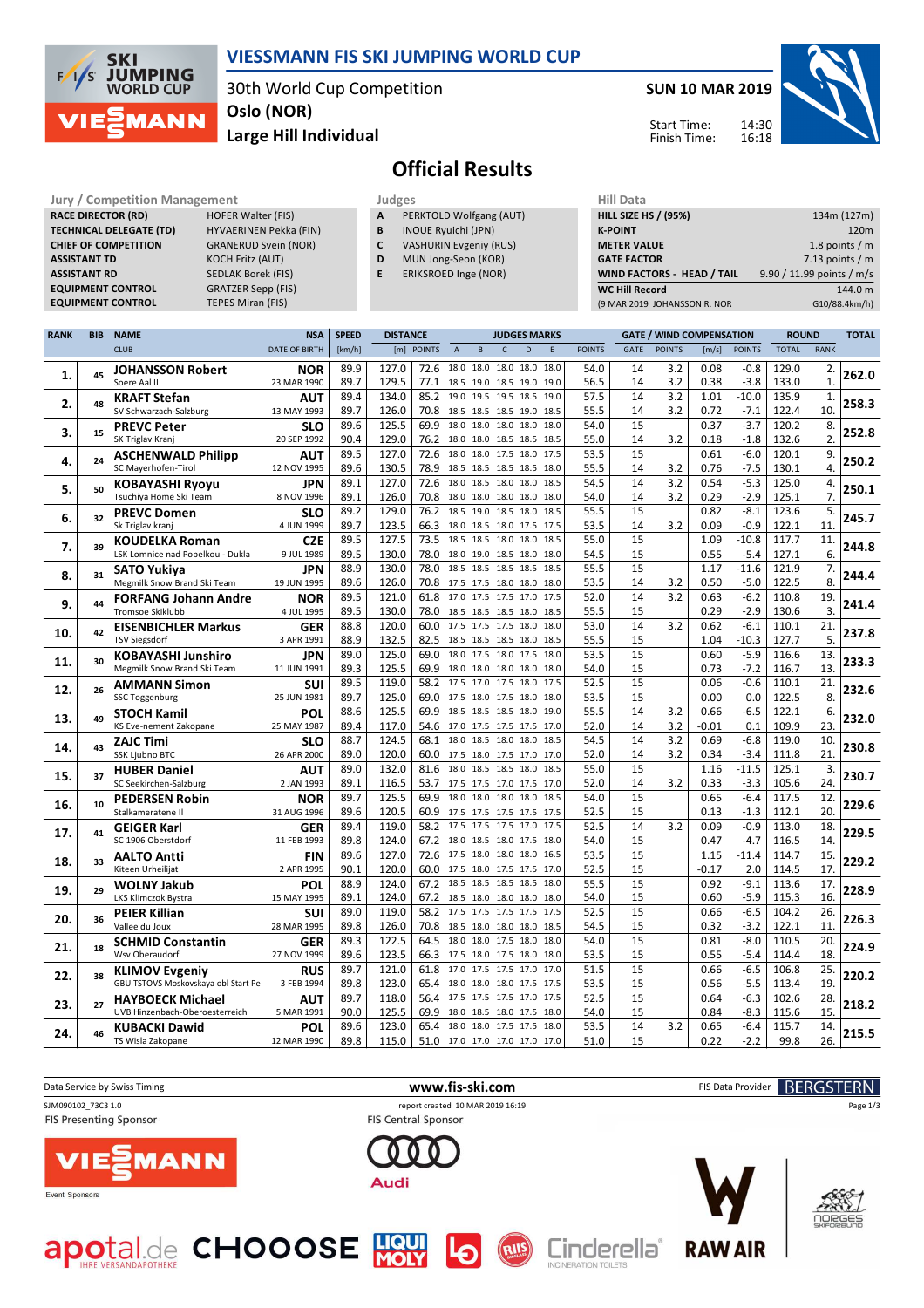# VIESSMANN FIS SKI JUMPING WORLD CUP

30th World Cup Competition
Oslo (NOR)
**Large Hill Individual**

**SUN 10 MAR 2019**

Start Time: 14:30
Finish Time: 16:18

## Official Results

| Jury / Competition Management | |
|---|---|
| RACE DIRECTOR (RD) | HOFER Walter (FIS) |
| TECHNICAL DELEGATE (TD) | HYVAERINEN Pekka (FIN) |
| CHIEF OF COMPETITION | GRANERUD Svein (NOR) |
| ASSISTANT TD | KOCH Fritz (AUT) |
| ASSISTANT RD | SEDLAK Borek (FIS) |
| EQUIPMENT CONTROL | GRATZER Sepp (FIS) |
| EQUIPMENT CONTROL | TEPES Miran (FIS) |

| Judges | |
|---|---|
| A | PERKTOLD Wolfgang (AUT) |
| B | INOUE Ryuichi (JPN) |
| C | VASHURIN Evgeniy (RUS) |
| D | MUN Jong-Seon (KOR) |
| E | ERIKSROED Inge (NOR) |

| Hill Data | |
|---|---|
| HILL SIZE HS / (95%) | 134m (127m) |
| K-POINT | 120m |
| METER VALUE | 1.8 points / m |
| GATE FACTOR | 7.13 points / m |
| WIND FACTORS - HEAD / TAIL | 9.90 / 11.99 points / m/s |
| WC Hill Record | 144.0 m |
| (9 MAR 2019 JOHANSSON R. NOR | G10/88.4km/h) |

| RANK | BIB | NAME / CLUB | NSA / DATE OF BIRTH | SPEED [km/h] | DISTANCE [m] | DISTANCE POINTS | A | B | C | D | E | JUDGES POINTS | GATE | GATE POINTS | WIND [m/s] | WIND POINTS | ROUND TOTAL | ROUND RANK | TOTAL |
|---|---|---|---|---|---|---|---|---|---|---|---|---|---|---|---|---|---|---|---|
| 1. | 45 | JOHANSSON Robert | NOR | 89.9 | 127.0 | 72.6 | 18.0 | 18.0 | 18.0 | 18.0 | 18.0 | 54.0 | 14 | 3.2 | 0.08 | -0.8 | 129.0 | 2. | 262.0 |
| | | Soere Aal IL | 23 MAR 1990 | 89.7 | 129.5 | 77.1 | 18.5 | 19.0 | 18.5 | 19.0 | 19.0 | 56.5 | 14 | 3.2 | 0.38 | -3.8 | 133.0 | 1. | |
| 2. | 48 | KRAFT Stefan | AUT | 89.4 | 134.0 | 85.2 | 19.0 | 19.5 | 19.5 | 18.5 | 19.0 | 57.5 | 14 | 3.2 | 1.01 | -10.0 | 135.9 | 1. | 258.3 |
| | | SV Schwarzach-Salzburg | 13 MAY 1993 | 89.7 | 126.0 | 70.8 | 18.5 | 18.5 | 18.5 | 19.0 | 18.5 | 55.5 | 14 | 3.2 | 0.72 | -7.1 | 122.4 | 10. | |
| 3. | 15 | PREVC Peter | SLO | 89.6 | 125.5 | 69.9 | 18.0 | 18.0 | 18.0 | 18.0 | 18.0 | 54.0 | 15 | | 0.37 | -3.7 | 120.2 | 8. | 252.8 |
| | | SK Triglav Kranj | 20 SEP 1992 | 90.4 | 129.0 | 76.2 | 18.0 | 18.0 | 18.5 | 18.5 | 18.5 | 55.0 | 14 | 3.2 | 0.18 | -1.8 | 132.6 | 2. | |
| 4. | 24 | ASCHENWALD Philipp | AUT | 89.5 | 127.0 | 72.6 | 18.0 | 18.0 | 17.5 | 18.0 | 17.5 | 53.5 | 15 | | 0.61 | -6.0 | 120.1 | 9. | 250.2 |
| | | SC Mayerhofen-Tirol | 12 NOV 1995 | 89.6 | 130.5 | 78.9 | 18.5 | 18.5 | 18.5 | 18.5 | 18.0 | 55.5 | 14 | 3.2 | 0.76 | -7.5 | 130.1 | 4. | |
| 5. | 50 | KOBAYASHI Ryoyu | JPN | 89.1 | 127.0 | 72.6 | 18.0 | 18.5 | 18.0 | 18.0 | 18.5 | 54.5 | 14 | 3.2 | 0.54 | -5.3 | 125.0 | 4. | 250.1 |
| | | Tsuchiya Home Ski Team | 8 NOV 1996 | 89.1 | 126.0 | 70.8 | 18.0 | 18.0 | 18.0 | 18.0 | 18.0 | 54.0 | 14 | 3.2 | 0.29 | -2.9 | 125.1 | 7. | |
| 6. | 32 | PREVC Domen | SLO | 89.2 | 129.0 | 76.2 | 18.5 | 19.0 | 18.5 | 18.0 | 18.5 | 55.5 | 15 | | 0.82 | -8.1 | 123.6 | 5. | 245.7 |
| | | Sk Triglav kranj | 4 JUN 1999 | 89.7 | 123.5 | 66.3 | 18.0 | 18.5 | 18.0 | 17.5 | 17.5 | 53.5 | 14 | 3.2 | 0.09 | -0.9 | 122.1 | 11. | |
| 7. | 39 | KOUDELKA Roman | CZE | 89.5 | 127.5 | 73.5 | 18.5 | 18.5 | 18.0 | 18.0 | 18.5 | 55.0 | 15 | | 1.09 | -10.8 | 117.7 | 11. | 244.8 |
| | | LSK Lomnice nad Popelkou - Dukla | 9 JUL 1989 | 89.5 | 130.0 | 78.0 | 18.0 | 19.0 | 18.5 | 18.0 | 18.0 | 54.5 | 15 | | 0.55 | -5.4 | 127.1 | 6. | |
| 8. | 31 | SATO Yukiya | JPN | 88.9 | 130.0 | 78.0 | 18.5 | 18.5 | 18.5 | 18.5 | 18.5 | 55.5 | 15 | | 1.17 | -11.6 | 121.9 | 7. | 244.4 |
| | | Megmilk Snow Brand Ski Team | 19 JUN 1995 | 89.6 | 126.0 | 70.8 | 17.5 | 17.5 | 18.0 | 18.0 | 18.0 | 53.5 | 14 | 3.2 | 0.50 | -5.0 | 122.5 | 8. | |
| 9. | 44 | FORFANG Johann Andre | NOR | 89.5 | 121.0 | 61.8 | 17.0 | 17.5 | 17.5 | 17.0 | 17.5 | 52.0 | 14 | 3.2 | 0.63 | -6.2 | 110.8 | 19. | 241.4 |
| | | Tromsoe Skiklubb | 4 JUL 1995 | 89.5 | 130.0 | 78.0 | 18.5 | 18.5 | 18.5 | 18.0 | 18.5 | 55.5 | 15 | | 0.29 | -2.9 | 130.6 | 3. | |
| 10. | 42 | EISENBICHLER Markus | GER | 88.8 | 120.0 | 60.0 | 17.5 | 17.5 | 17.5 | 18.0 | 18.0 | 53.0 | 14 | 3.2 | 0.62 | -6.1 | 110.1 | 21. | 237.8 |
| | | TSV Siegsdorf | 3 APR 1991 | 88.9 | 132.5 | 82.5 | 18.5 | 18.5 | 18.5 | 18.0 | 18.5 | 55.5 | 15 | | 1.04 | -10.3 | 127.7 | 5. | |
| 11. | 30 | KOBAYASHI Junshiro | JPN | 89.0 | 125.0 | 69.0 | 18.0 | 17.5 | 18.0 | 17.5 | 18.0 | 53.5 | 15 | | 0.60 | -5.9 | 116.6 | 13. | 233.3 |
| | | Megmilk Snow Brand Ski Team | 11 JUN 1991 | 89.3 | 125.5 | 69.9 | 18.0 | 18.0 | 18.0 | 18.0 | 18.0 | 54.0 | 15 | | 0.73 | -7.2 | 116.7 | 13. | |
| 12. | 26 | AMMANN Simon | SUI | 89.5 | 119.0 | 58.2 | 17.5 | 17.0 | 17.5 | 18.0 | 17.5 | 52.5 | 15 | | 0.06 | -0.6 | 110.1 | 21. | 232.6 |
| | | SSC Toggenburg | 25 JUN 1981 | 89.7 | 125.0 | 69.0 | 17.5 | 18.0 | 18.0 | 18.0 | 18.0 | 53.5 | 15 | | 0.00 | 0.0 | 122.5 | 8. | |
| 13. | 49 | STOCH Kamil | POL | 88.6 | 125.5 | 69.9 | 18.5 | 18.5 | 18.5 | 18.0 | 19.0 | 55.5 | 14 | 3.2 | 0.66 | -6.5 | 122.1 | 6. | 232.0 |
| | | KS Eve-nement Zakopane | 25 MAY 1987 | 89.4 | 117.0 | 54.6 | 17.0 | 17.5 | 17.5 | 17.5 | 17.0 | 52.0 | 14 | 3.2 | -0.01 | 0.1 | 109.9 | 23. | |
| 14. | 43 | ZAJC Timi | SLO | 88.7 | 124.5 | 68.1 | 18.0 | 18.5 | 18.0 | 18.0 | 18.5 | 54.5 | 14 | 3.2 | 0.69 | -6.8 | 119.0 | 10. | 230.8 |
| | | SSK Ljubno BTC | 26 APR 2000 | 89.0 | 120.0 | 60.0 | 17.5 | 18.0 | 17.5 | 17.0 | 17.0 | 52.0 | 14 | 3.2 | 0.34 | -3.4 | 111.8 | 21. | |
| 15. | 37 | HUBER Daniel | AUT | 89.0 | 132.0 | 81.6 | 18.0 | 18.5 | 18.5 | 18.0 | 18.5 | 55.0 | 15 | | 1.16 | -11.5 | 125.1 | 3. | 230.7 |
| | | SC Seekirchen-Salzburg | 2 JAN 1993 | 89.1 | 116.5 | 53.7 | 17.5 | 17.5 | 17.0 | 17.5 | 17.0 | 52.0 | 14 | 3.2 | 0.33 | -3.3 | 105.6 | 24. | |
| 16. | 10 | PEDERSEN Robin | NOR | 89.7 | 125.5 | 69.9 | 18.0 | 18.0 | 18.0 | 18.0 | 18.5 | 54.0 | 15 | | 0.65 | -6.4 | 117.5 | 12. | 229.6 |
| | | Stalkameratene Il | 31 AUG 1996 | 89.6 | 120.5 | 60.9 | 17.5 | 17.5 | 17.5 | 17.5 | 17.5 | 52.5 | 15 | | 0.13 | -1.3 | 112.1 | 20. | |
| 17. | 41 | GEIGER Karl | GER | 89.4 | 119.0 | 58.2 | 17.5 | 17.5 | 17.5 | 17.0 | 17.5 | 52.5 | 14 | 3.2 | 0.09 | -0.9 | 113.0 | 18. | 229.5 |
| | | SC 1906 Oberstdorf | 11 FEB 1993 | 89.8 | 124.0 | 67.2 | 18.0 | 18.5 | 18.0 | 17.5 | 18.0 | 54.0 | 15 | | 0.47 | -4.7 | 116.5 | 14. | |
| 18. | 33 | AALTO Antti | FIN | 89.6 | 127.0 | 72.6 | 17.5 | 18.0 | 18.0 | 18.0 | 16.5 | 53.5 | 15 | | 1.15 | -11.4 | 114.7 | 15. | 229.2 |
| | | Kiteen Urheilijat | 2 APR 1995 | 90.1 | 120.0 | 60.0 | 17.5 | 18.0 | 17.5 | 17.5 | 17.0 | 52.5 | 15 | | -0.17 | 2.0 | 114.5 | 17. | |
| 19. | 29 | WOLNY Jakub | POL | 88.9 | 124.0 | 67.2 | 18.5 | 18.5 | 18.5 | 18.5 | 18.0 | 55.5 | 15 | | 0.92 | -9.1 | 113.6 | 17. | 228.9 |
| | | LKS Klimczok Bystra | 15 MAY 1995 | 89.1 | 124.0 | 67.2 | 18.5 | 18.0 | 18.0 | 18.0 | 18.0 | 54.0 | 15 | | 0.60 | -5.9 | 115.3 | 16. | |
| 20. | 36 | PEIER Killian | SUI | 89.0 | 119.0 | 58.2 | 17.5 | 17.5 | 17.5 | 17.5 | 17.5 | 52.5 | 15 | | 0.66 | -6.5 | 104.2 | 26. | 226.3 |
| | | Vallee du Joux | 28 MAR 1995 | 89.8 | 126.0 | 70.8 | 18.5 | 18.0 | 18.0 | 18.0 | 18.5 | 54.5 | 15 | | 0.32 | -3.2 | 122.1 | 11. | |
| 21. | 18 | SCHMID Constantin | GER | 89.3 | 122.5 | 64.5 | 18.0 | 18.0 | 17.5 | 18.0 | 18.0 | 54.0 | 15 | | 0.81 | -8.0 | 110.5 | 20. | 224.9 |
| | | Wsv Oberaudorf | 27 NOV 1999 | 89.6 | 123.5 | 66.3 | 17.5 | 18.0 | 17.5 | 18.0 | 18.0 | 53.5 | 15 | | 0.55 | -5.4 | 114.4 | 18. | |
| 22. | 38 | KLIMOV Evgeniy | RUS | 89.7 | 121.0 | 61.8 | 17.0 | 17.5 | 17.5 | 17.0 | 17.0 | 51.5 | 15 | | 0.66 | -6.5 | 106.8 | 25. | 220.2 |
| | | GBU TSTOVS Moskovskaya obl Start Pe | 3 FEB 1994 | 89.8 | 123.0 | 65.4 | 18.0 | 18.0 | 18.0 | 17.5 | 17.5 | 53.5 | 15 | | 0.56 | -5.5 | 113.4 | 19. | |
| 23. | 27 | HAYBOECK Michael | AUT | 89.7 | 118.0 | 56.4 | 17.5 | 17.5 | 17.5 | 17.0 | 17.5 | 52.5 | 15 | | 0.64 | -6.3 | 102.6 | 28. | 218.2 |
| | | UVB Hinzenbach-Oberoesterreich | 5 MAR 1991 | 90.0 | 125.5 | 69.9 | 18.0 | 18.5 | 18.0 | 17.5 | 18.0 | 54.0 | 15 | | 0.84 | -8.3 | 115.6 | 15. | |
| 24. | 46 | KUBACKI Dawid | POL | 89.6 | 123.0 | 65.4 | 18.0 | 18.0 | 17.5 | 17.5 | 18.0 | 53.5 | 14 | 3.2 | 0.65 | -6.4 | 115.7 | 14. | 215.5 |
| | | TS Wisla Zakopane | 12 MAR 1990 | 89.8 | 115.0 | 51.0 | 17.0 | 17.0 | 17.0 | 17.0 | 17.0 | 51.0 | 15 | | 0.22 | -2.2 | 99.8 | 26. | |

Data Service by Swiss Timing | www.fis-ski.com | FIS Data Provider BERGSTERN

SJM090102_73C3 1.0 | report created 10 MAR 2019 16:19

FIS Presenting Sponsor: VIESSMANN | FIS Central Sponsor: Audi

Event Sponsors: apotal.de, CHOOOSE, LIQUI MOLY, Cinderella, RAW AIR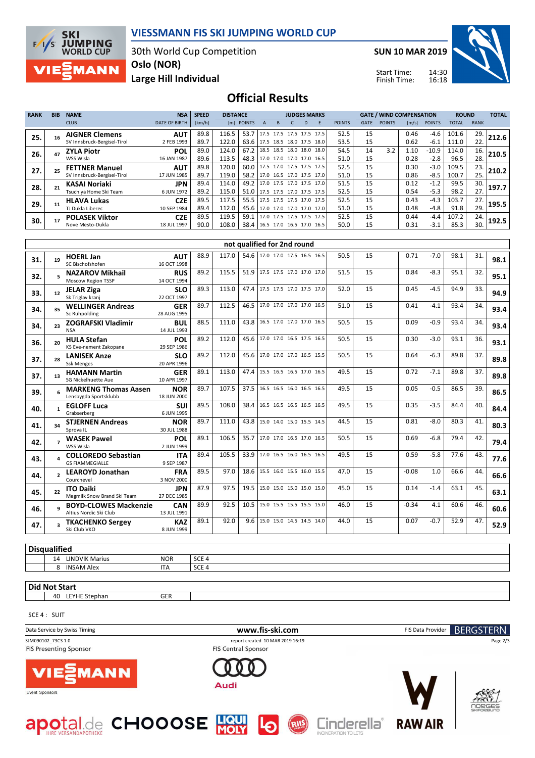# VIESSMANN FIS SKI JUMPING WORLD CUP

30th World Cup Competition
Oslo (NOR)
**Large Hill Individual**

**SUN 10 MAR 2019**

Start Time: 14:30
Finish Time: 16:18

## Official Results

| RANK | BIB | NAME / CLUB | NSA / DATE OF BIRTH | SPEED [km/h] | DISTANCE [m] | DISTANCE POINTS | JUDGES MARKS A | B | C | D | E | JUDGES POINTS | GATE | GATE POINTS | WIND [m/s] | WIND POINTS | ROUND TOTAL | ROUND RANK | TOTAL |
|---|---|---|---|---|---|---|---|---|---|---|---|---|---|---|---|---|---|---|---|
| 25. | 16 | AIGNER Clemens / SV Innsbruck-Bergisel-Tirol | AUT / 2 FEB 1993 | 89.8 | 116.5 | 53.7 | 17.5 | 17.5 | 17.5 | 17.5 | 17.5 | 52.5 | 15 | | 0.46 | -4.6 | 101.6 | 29. | 212.6 |
| | | | | 89.7 | 122.0 | 63.6 | 17.5 | 18.5 | 18.0 | 17.5 | 18.0 | 53.5 | 15 | | 0.62 | -6.1 | 111.0 | 22. | |
| 26. | 47 | ZYLA Piotr / WSS Wisla | POL / 16 JAN 1987 | 89.0 | 124.0 | 67.2 | 18.5 | 18.5 | 18.0 | 18.0 | 18.0 | 54.5 | 14 | 3.2 | 1.10 | -10.9 | 114.0 | 16. | 210.5 |
| | | | | 89.6 | 113.5 | 48.3 | 17.0 | 17.0 | 17.0 | 17.0 | 16.5 | 51.0 | 15 | | 0.28 | -2.8 | 96.5 | 28. | |
| 27. | 25 | FETTNER Manuel / SV Innsbruck-Bergisel-Tirol | AUT / 17 JUN 1985 | 89.8 | 120.0 | 60.0 | 17.5 | 17.0 | 17.5 | 17.5 | 17.5 | 52.5 | 15 | | 0.30 | -3.0 | 109.5 | 23. | 210.2 |
| | | | | 89.7 | 119.0 | 58.2 | 17.0 | 16.5 | 17.0 | 17.5 | 17.0 | 51.0 | 15 | | 0.86 | -8.5 | 100.7 | 25. | |
| 28. | 21 | KASAI Noriaki / Tsuchiya Home Ski Team | JPN / 6 JUN 1972 | 89.4 | 114.0 | 49.2 | 17.0 | 17.5 | 17.0 | 17.5 | 17.0 | 51.5 | 15 | | 0.12 | -1.2 | 99.5 | 30. | 197.7 |
| | | | | 89.2 | 115.0 | 51.0 | 17.5 | 17.5 | 17.0 | 17.5 | 17.5 | 52.5 | 15 | | 0.54 | -5.3 | 98.2 | 27. | |
| 29. | 11 | HLAVA Lukas / TJ Dukla Liberec | CZE / 10 SEP 1984 | 89.5 | 117.5 | 55.5 | 17.5 | 17.5 | 17.5 | 17.0 | 17.5 | 52.5 | 15 | | 0.43 | -4.3 | 103.7 | 27. | 195.5 |
| | | | | 89.4 | 112.0 | 45.6 | 17.0 | 17.0 | 17.0 | 17.0 | 17.0 | 51.0 | 15 | | 0.48 | -4.8 | 91.8 | 29. | |
| 30. | 17 | POLASEK Viktor / Nove Mesto-Dukla | CZE / 18 JUL 1997 | 89.5 | 119.5 | 59.1 | 17.0 | 17.5 | 17.5 | 17.5 | 17.5 | 52.5 | 15 | | 0.44 | -4.4 | 107.2 | 24. | 192.5 |
| | | | | 90.0 | 108.0 | 38.4 | 16.5 | 17.0 | 16.5 | 17.0 | 16.5 | 50.0 | 15 | | 0.31 | -3.1 | 85.3 | 30. | |

### not qualified for 2nd round

| RANK | BIB | NAME / CLUB | NSA / DATE OF BIRTH | SPEED [km/h] | DISTANCE [m] | DISTANCE POINTS | JUDGES MARKS A | B | C | D | E | JUDGES POINTS | GATE | GATE POINTS | WIND [m/s] | WIND POINTS | ROUND TOTAL | ROUND RANK | TOTAL |
|---|---|---|---|---|---|---|---|---|---|---|---|---|---|---|---|---|---|---|---|
| 31. | 19 | HOERL Jan / SC Bischofshofen | AUT / 16 OCT 1998 | 88.9 | 117.0 | 54.6 | 17.0 | 17.0 | 17.5 | 16.5 | 16.5 | 50.5 | 15 | | 0.71 | -7.0 | 98.1 | 31. | 98.1 |
| 32. | 5 | NAZAROV Mikhail / Moscow Region TSSP | RUS / 14 OCT 1994 | 89.2 | 115.5 | 51.9 | 17.5 | 17.5 | 17.0 | 17.0 | 17.0 | 51.5 | 15 | | 0.84 | -8.3 | 95.1 | 32. | 95.1 |
| 33. | 12 | JELAR Ziga / Sk Triglav kranj | SLO / 22 OCT 1997 | 89.3 | 113.0 | 47.4 | 17.5 | 17.5 | 17.0 | 17.5 | 17.0 | 52.0 | 15 | | 0.45 | -4.5 | 94.9 | 33. | 94.9 |
| 34. | 35 | WELLINGER Andreas / Sc Ruhpolding | GER / 28 AUG 1995 | 89.7 | 112.5 | 46.5 | 17.0 | 17.0 | 17.0 | 17.0 | 16.5 | 51.0 | 15 | | 0.41 | -4.1 | 93.4 | 34. | 93.4 |
| 34. | 23 | ZOGRAFSKI Vladimir / NSA | BUL / 14 JUL 1993 | 88.5 | 111.0 | 43.8 | 16.5 | 17.0 | 17.0 | 17.0 | 16.5 | 50.5 | 15 | | 0.09 | -0.9 | 93.4 | 34. | 93.4 |
| 36. | 20 | HULA Stefan / KS Eve-nement Zakopane | POL / 29 SEP 1986 | 89.2 | 112.0 | 45.6 | 17.0 | 17.0 | 16.5 | 17.5 | 16.5 | 50.5 | 15 | | 0.30 | -3.0 | 93.1 | 36. | 93.1 |
| 37. | 28 | LANISEK Anze / Ssk Menges | SLO / 20 APR 1996 | 89.2 | 112.0 | 45.6 | 17.0 | 17.0 | 17.0 | 16.5 | 15.5 | 50.5 | 15 | | 0.64 | -6.3 | 89.8 | 37. | 89.8 |
| 37. | 13 | HAMANN Martin / SG Nickelhuette Aue | GER / 10 APR 1997 | 89.1 | 113.0 | 47.4 | 15.5 | 16.5 | 16.5 | 17.0 | 16.5 | 49.5 | 15 | | 0.72 | -7.1 | 89.8 | 37. | 89.8 |
| 39. | 6 | MARKENG Thomas Aasen / Lensbygda Sportsklubb | NOR / 18 JUN 2000 | 89.7 | 107.5 | 37.5 | 16.5 | 16.5 | 16.0 | 16.5 | 16.5 | 49.5 | 15 | | 0.05 | -0.5 | 86.5 | 39. | 86.5 |
| 40. | 1 | EGLOFF Luca / Grabserberg | SUI / 6 JUN 1995 | 89.5 | 108.0 | 38.4 | 16.5 | 16.5 | 16.5 | 16.5 | 16.5 | 49.5 | 15 | | 0.35 | -3.5 | 84.4 | 40. | 84.4 |
| 41. | 34 | STJERNEN Andreas / Sprova IL | NOR / 30 JUL 1988 | 89.7 | 111.0 | 43.8 | 15.0 | 14.0 | 15.0 | 15.5 | 14.5 | 44.5 | 15 | | 0.81 | -8.0 | 80.3 | 41. | 80.3 |
| 42. | 7 | WASEK Pawel / WSS Wisla | POL / 2 JUN 1999 | 89.1 | 106.5 | 35.7 | 17.0 | 17.0 | 16.5 | 17.0 | 16.5 | 50.5 | 15 | | 0.69 | -6.8 | 79.4 | 42. | 79.4 |
| 43. | 4 | COLLOREDO Sebastian / GS FIAMMEGIALLE | ITA / 9 SEP 1987 | 89.4 | 105.5 | 33.9 | 17.0 | 16.5 | 16.0 | 16.5 | 16.5 | 49.5 | 15 | | 0.59 | -5.8 | 77.6 | 43. | 77.6 |
| 44. | 2 | LEAROYD Jonathan / Courchevel | FRA / 3 NOV 2000 | 89.5 | 97.0 | 18.6 | 15.5 | 16.0 | 15.5 | 16.0 | 15.5 | 47.0 | 15 | | -0.08 | 1.0 | 66.6 | 44. | 66.6 |
| 45. | 22 | ITO Daiki / Megmilk Snow Brand Ski Team | JPN / 27 DEC 1985 | 87.9 | 97.5 | 19.5 | 15.0 | 15.0 | 15.0 | 15.0 | 15.0 | 45.0 | 15 | | 0.14 | -1.4 | 63.1 | 45. | 63.1 |
| 46. | 9 | BOYD-CLOWES Mackenzie / Altius Nordic Ski Club | CAN / 13 JUL 1991 | 89.9 | 92.5 | 10.5 | 15.0 | 15.5 | 15.5 | 15.5 | 15.0 | 46.0 | 15 | | -0.34 | 4.1 | 60.6 | 46. | 60.6 |
| 47. | 3 | TKACHENKO Sergey / Ski Club VKO | KAZ / 8 JUN 1999 | 89.1 | 92.0 | 9.6 | 15.0 | 15.0 | 14.5 | 14.5 | 14.0 | 44.0 | 15 | | 0.07 | -0.7 | 52.9 | 47. | 52.9 |

### Disqualified

| BIB | NAME | NSA | REASON |
|---|---|---|---|
| 14 | LINDVIK Marius | NOR | SCE 4 |
| 8 | INSAM Alex | ITA | SCE 4 |

### Did Not Start

| BIB | NAME | NSA |
|---|---|---|
| 40 | LEYHE Stephan | GER |

SCE 4 : SUIT

Data Service by Swiss Timing | www.fis-ski.com | FIS Data Provider BERGSTERN

SJM090102_73C3 1.0 | report created 10 MAR 2019 16:19

FIS Presenting Sponsor: VIESSMANN | FIS Central Sponsor: Audi

Event Sponsors: apotal.de, CHOOOSE, LIQUI MOLY, Cinderella, RAW AIR, NORGES SKIFORBUND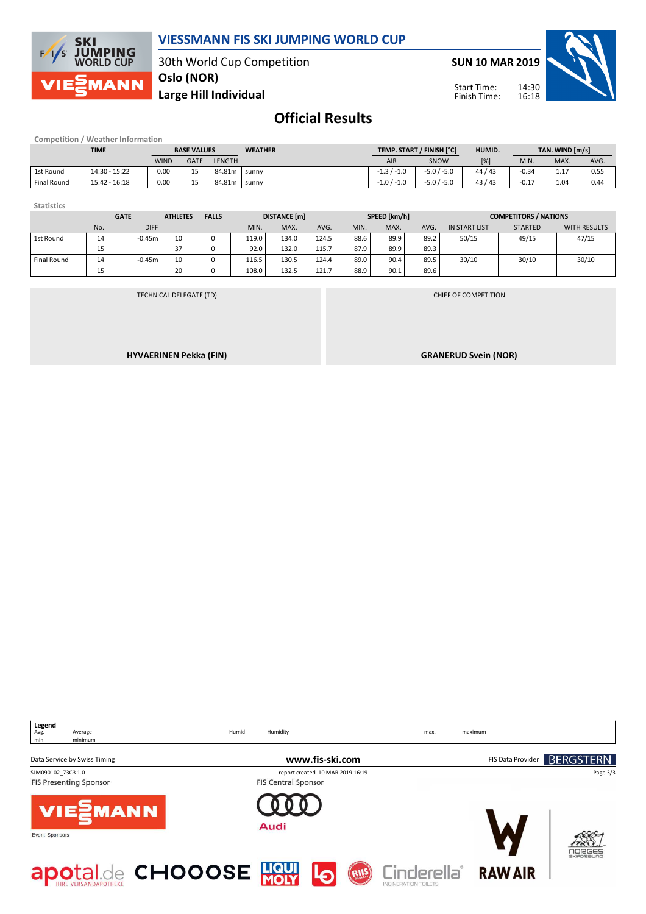# VIESSMANN FIS SKI JUMPING WORLD CUP

30th World Cup Competition
**Oslo (NOR)**
**Large Hill Individual**

**SUN 10 MAR 2019**

Start Time: 14:30
Finish Time: 16:18

## Official Results

### Competition / Weather Information

| | TIME | BASE VALUES | | | WEATHER | TEMP. START / FINISH [°C] | | HUMID. | TAN. WIND [m/s] | | |
|---|---|---|---|---|---|---|---|---|---|---|---|
| | | WIND | GATE | LENGTH | | AIR | SNOW | [%] | MIN. | MAX. | AVG. |
| 1st Round | 14:30 - 15:22 | 0.00 | 15 | 84.81m | sunny | -1.3 / -1.0 | -5.0 / -5.0 | 44 / 43 | -0.34 | 1.17 | 0.55 |
| Final Round | 15:42 - 16:18 | 0.00 | 15 | 84.81m | sunny | -1.0 / -1.0 | -5.0 / -5.0 | 43 / 43 | -0.17 | 1.04 | 0.44 |

### Statistics

| | GATE | | ATHLETES | FALLS | DISTANCE [m] | | | SPEED [km/h] | | | COMPETITORS / NATIONS | | |
|---|---|---|---|---|---|---|---|---|---|---|---|---|---|
| | No. | DIFF | | | MIN. | MAX. | AVG. | MIN. | MAX. | AVG. | IN START LIST | STARTED | WITH RESULTS |
| 1st Round | 14 | -0.45m | 10 | 0 | 119.0 | 134.0 | 124.5 | 88.6 | 89.9 | 89.2 | 50/15 | 49/15 | 47/15 |
| | 15 | | 37 | 0 | 92.0 | 132.0 | 115.7 | 87.9 | 89.9 | 89.3 | | | |
| Final Round | 14 | -0.45m | 10 | 0 | 116.5 | 130.5 | 124.4 | 89.0 | 90.4 | 89.5 | 30/10 | 30/10 | 30/10 |
| | 15 | | 20 | 0 | 108.0 | 132.5 | 121.7 | 88.9 | 90.1 | 89.6 | | | |

| TECHNICAL DELEGATE (TD) | CHIEF OF COMPETITION |
|---|---|
| **HYVAERINEN Pekka (FIN)** | **GRANERUD Svein (NOR)** |

**Legend**
Avg. Average
min. minimum
Humid. Humidity
max. maximum

Data Service by Swiss Timing — www.fis-ski.com — FIS Data Provider BERGSTERN

SJM090102_73C3 1.0 — report created 10 MAR 2019 16:19

FIS Presenting Sponsor: VIESSMANN
FIS Central Sponsor: Audi

Event Sponsors: apotal.de, CHOOOSE, LIQUI MOLY, RAW AIR, Cinderella, Norges Skiforbund